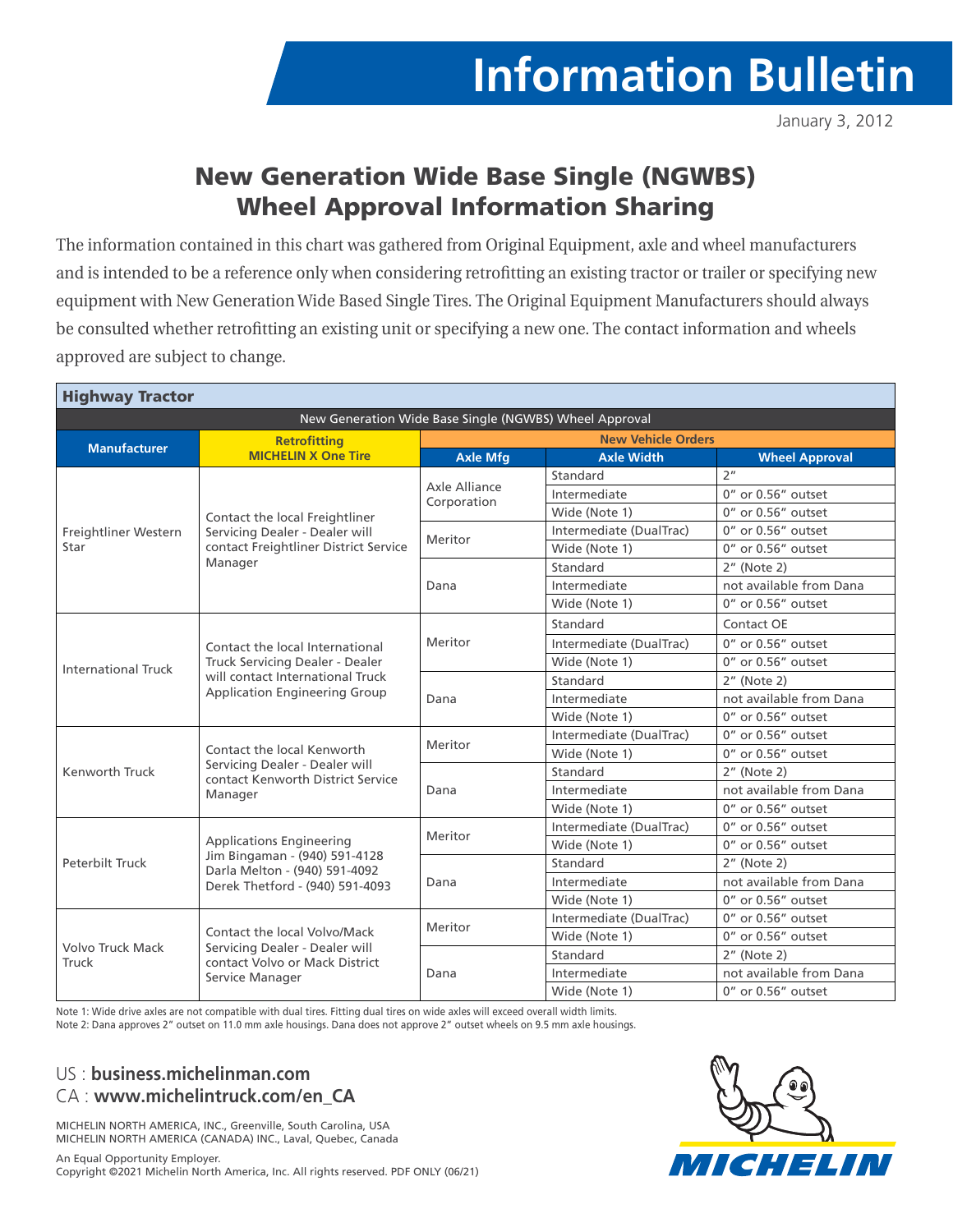# Information Bulletin

January 3, 2012

## New Generation Wide Base Single (NGWBS) Wheel Approval Information Sharing

The information contained in this chart was gathered from Original Equipment, axle and wheel manufacturers and is intended to be a reference only when considering retrofitting an existing tractor or trailer or specifying new equipment with New Generation Wide Based Single Tires. The Original Equipment Manufacturers should always be consulted whether retrofitting an existing unit or specifying a new one. The contact information and wheels approved are subject to change.

**Highway Tractor**

New Generation Wide Base Single (NGWBS) Wheel Approval

| Manufacturer | Retrofitting MICHELIN X One Tire | New Vehicle Orders | | |
|---|---|---|---|---|
| | | Axle Mfg | Axle Width | Wheel Approval |
| Freightliner Western Star | Contact the local Freightliner Servicing Dealer - Dealer will contact Freightliner District Service Manager | Axle Alliance Corporation | Standard | 2" |
| | | | Intermediate | 0" or 0.56" outset |
| | | | Wide (Note 1) | 0" or 0.56" outset |
| | | Meritor | Intermediate (DualTrac) | 0" or 0.56" outset |
| | | | Wide (Note 1) | 0" or 0.56" outset |
| | | Dana | Standard | 2" (Note 2) |
| | | | Intermediate | not available from Dana |
| | | | Wide (Note 1) | 0" or 0.56" outset |
| International Truck | Contact the local International Truck Servicing Dealer - Dealer will contact International Truck Application Engineering Group | Meritor | Standard | Contact OE |
| | | | Intermediate (DualTrac) | 0" or 0.56" outset |
| | | | Wide (Note 1) | 0" or 0.56" outset |
| | | Dana | Standard | 2" (Note 2) |
| | | | Intermediate | not available from Dana |
| | | | Wide (Note 1) | 0" or 0.56" outset |
| Kenworth Truck | Contact the local Kenworth Servicing Dealer - Dealer will contact Kenworth District Service Manager | Meritor | Intermediate (DualTrac) | 0" or 0.56" outset |
| | | | Wide (Note 1) | 0" or 0.56" outset |
| | | Dana | Standard | 2" (Note 2) |
| | | | Intermediate | not available from Dana |
| | | | Wide (Note 1) | 0" or 0.56" outset |
| Peterbilt Truck | Applications Engineering Jim Bingaman - (940) 591-4128 Darla Melton - (940) 591-4092 Derek Thetford - (940) 591-4093 | Meritor | Intermediate (DualTrac) | 0" or 0.56" outset |
| | | | Wide (Note 1) | 0" or 0.56" outset |
| | | Dana | Standard | 2" (Note 2) |
| | | | Intermediate | not available from Dana |
| | | | Wide (Note 1) | 0" or 0.56" outset |
| Volvo Truck Mack Truck | Contact the local Volvo/Mack Servicing Dealer - Dealer will contact Volvo or Mack District Service Manager | Meritor | Intermediate (DualTrac) | 0" or 0.56" outset |
| | | | Wide (Note 1) | 0" or 0.56" outset |
| | | Dana | Standard | 2" (Note 2) |
| | | | Intermediate | not available from Dana |
| | | | Wide (Note 1) | 0" or 0.56" outset |

Note 1: Wide drive axles are not compatible with dual tires. Fitting dual tires on wide axles will exceed overall width limits.
Note 2: Dana approves 2" outset on 11.0 mm axle housings. Dana does not approve 2" outset wheels on 9.5 mm axle housings.

US : **business.michelinman.com**
CA : **www.michelintruck.com/en_CA**

MICHELIN NORTH AMERICA, INC., Greenville, South Carolina, USA
MICHELIN NORTH AMERICA (CANADA) INC., Laval, Quebec, Canada

An Equal Opportunity Employer.
Copyright ©2021 Michelin North America, Inc. All rights reserved. PDF ONLY (06/21)

MICHELIN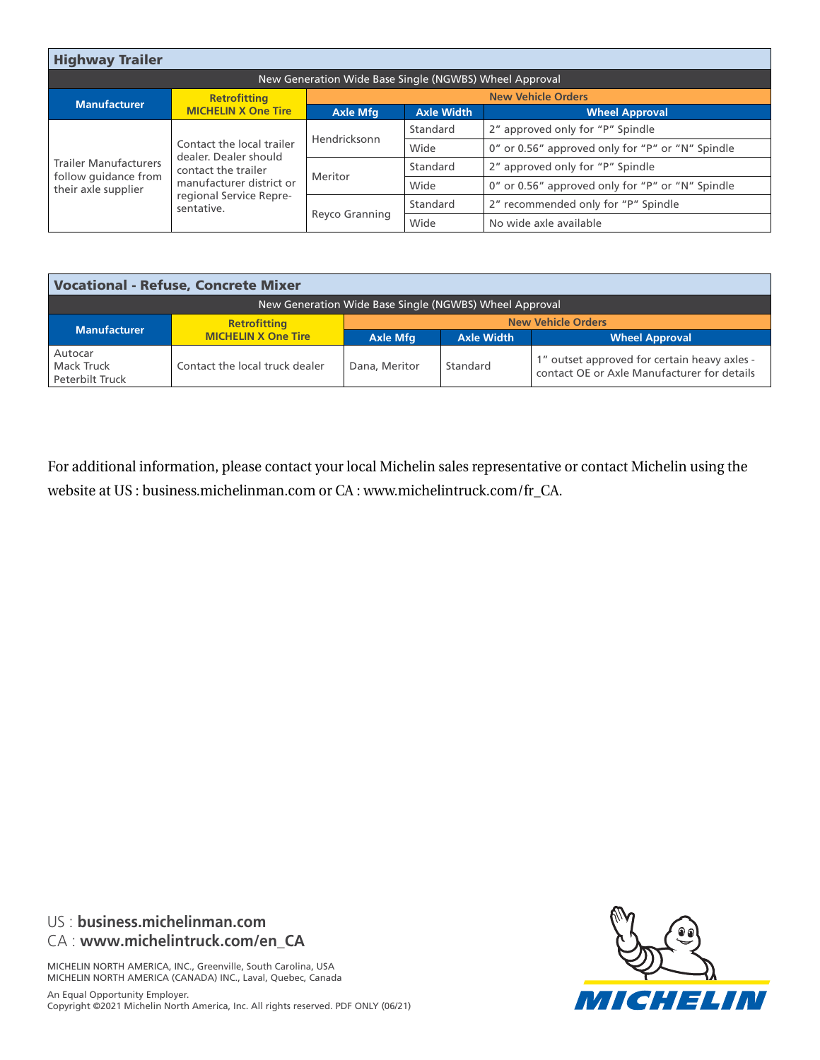## Highway Trailer

| New Generation Wide Base Single (NGWBS) Wheel Approval | | | | |
|---|---|---|---|---|
| **Manufacturer** | **Retrofitting MICHELIN X One Tire** | **New Vehicle Orders** | | |
| | | **Axle Mfg** | **Axle Width** | **Wheel Approval** |
| Trailer Manufacturers follow guidance from their axle supplier | Contact the local trailer dealer. Dealer should contact the trailer manufacturer district or regional Service Representative. | Hendricksonn | Standard | 2" approved only for "P" Spindle |
| | | | Wide | 0" or 0.56" approved only for "P" or "N" Spindle |
| | | Meritor | Standard | 2" approved only for "P" Spindle |
| | | | Wide | 0" or 0.56" approved only for "P" or "N" Spindle |
| | | Reyco Granning | Standard | 2" recommended only for "P" Spindle |
| | | | Wide | No wide axle available |

## Vocational - Refuse, Concrete Mixer

| New Generation Wide Base Single (NGWBS) Wheel Approval | | | | |
|---|---|---|---|---|
| **Manufacturer** | **Retrofitting MICHELIN X One Tire** | **New Vehicle Orders** | | |
| | | **Axle Mfg** | **Axle Width** | **Wheel Approval** |
| Autocar<br>Mack Truck<br>Peterbilt Truck | Contact the local truck dealer | Dana, Meritor | Standard | 1" outset approved for certain heavy axles - contact OE or Axle Manufacturer for details |

For additional information, please contact your local Michelin sales representative or contact Michelin using the website at US : business.michelinman.com or CA : www.michelintruck.com/fr_CA.

US : **business.michelinman.com**
CA : **www.michelintruck.com/en_CA**

MICHELIN NORTH AMERICA, INC., Greenville, South Carolina, USA
MICHELIN NORTH AMERICA (CANADA) INC., Laval, Quebec, Canada

An Equal Opportunity Employer.
Copyright ©2021 Michelin North America, Inc. All rights reserved. PDF ONLY (06/21)

MICHELIN